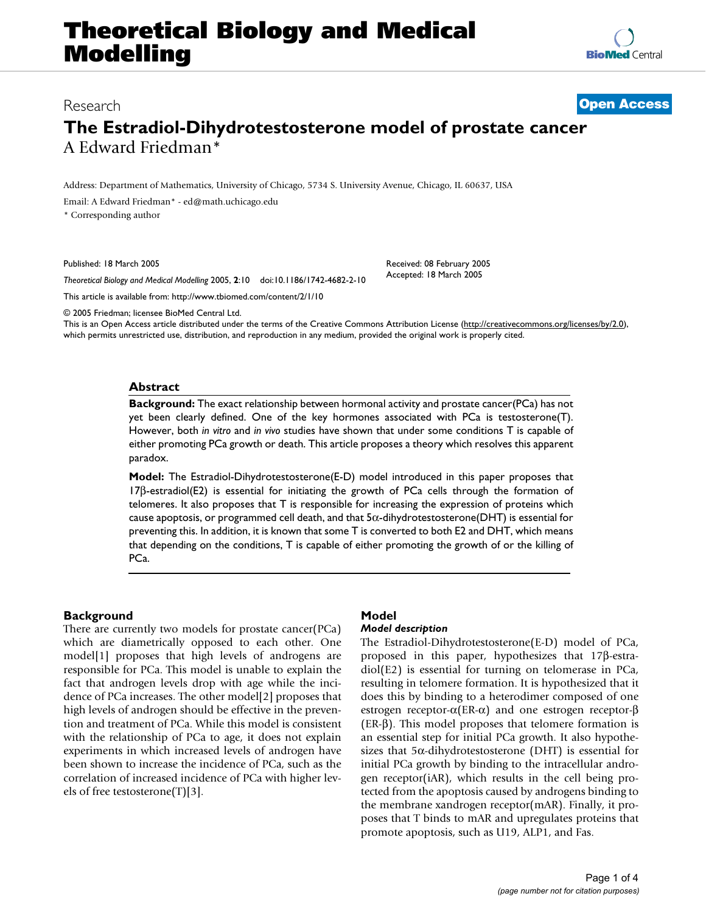# The Estradiol-Dihydrotestosterone model of prostate cancer

A Edward Friedman*

Address: Department of Mathematics, University of Chicago, 5734 S. University Avenue, Chicago, IL 60637, USA

Email: A Edward Friedman* - ed@math.uchicago.edu

\* Corresponding author

Published: 18 March 2005

*Theoretical Biology and Medical Modelling* 2005, **2**:10 doi:10.1186/1742-4682-2-10

Received: 08 February 2005
Accepted: 18 March 2005

This article is available from: http://www.tbiomed.com/content/2/1/10

© 2005 Friedman; licensee BioMed Central Ltd.
This is an Open Access article distributed under the terms of the Creative Commons Attribution License (http://creativecommons.org/licenses/by/2.0), which permits unrestricted use, distribution, and reproduction in any medium, provided the original work is properly cited.

## Abstract

**Background:** The exact relationship between hormonal activity and prostate cancer(PCa) has not yet been clearly defined. One of the key hormones associated with PCa is testosterone(T). However, both *in vitro* and *in vivo* studies have shown that under some conditions T is capable of either promoting PCa growth or death. This article proposes a theory which resolves this apparent paradox.

**Model:** The Estradiol-Dihydrotestosterone(E-D) model introduced in this paper proposes that 17β-estradiol(E2) is essential for initiating the growth of PCa cells through the formation of telomeres. It also proposes that T is responsible for increasing the expression of proteins which cause apoptosis, or programmed cell death, and that 5α-dihydrotestosterone(DHT) is essential for preventing this. In addition, it is known that some T is converted to both E2 and DHT, which means that depending on the conditions, T is capable of either promoting the growth of or the killing of PCa.

## Background

There are currently two models for prostate cancer(PCa) which are diametrically opposed to each other. One model[1] proposes that high levels of androgens are responsible for PCa. This model is unable to explain the fact that androgen levels drop with age while the incidence of PCa increases. The other model[2] proposes that high levels of androgen should be effective in the prevention and treatment of PCa. While this model is consistent with the relationship of PCa to age, it does not explain experiments in which increased levels of androgen have been shown to increase the incidence of PCa, such as the correlation of increased incidence of PCa with higher levels of free testosterone(T)[3].

## Model

### *Model description*

The Estradiol-Dihydrotestosterone(E-D) model of PCa, proposed in this paper, hypothesizes that 17β-estradiol(E2) is essential for turning on telomerase in PCa, resulting in telomere formation. It is hypothesized that it does this by binding to a heterodimer composed of one estrogen receptor-α(ER-α) and one estrogen receptor-β (ER-β). This model proposes that telomere formation is an essential step for initial PCa growth. It also hypothesizes that 5α-dihydrotestosterone (DHT) is essential for initial PCa growth by binding to the intracellular androgen receptor(iAR), which results in the cell being protected from the apoptosis caused by androgens binding to the membrane xandrogen receptor(mAR). Finally, it proposes that T binds to mAR and upregulates proteins that promote apoptosis, such as U19, ALP1, and Fas.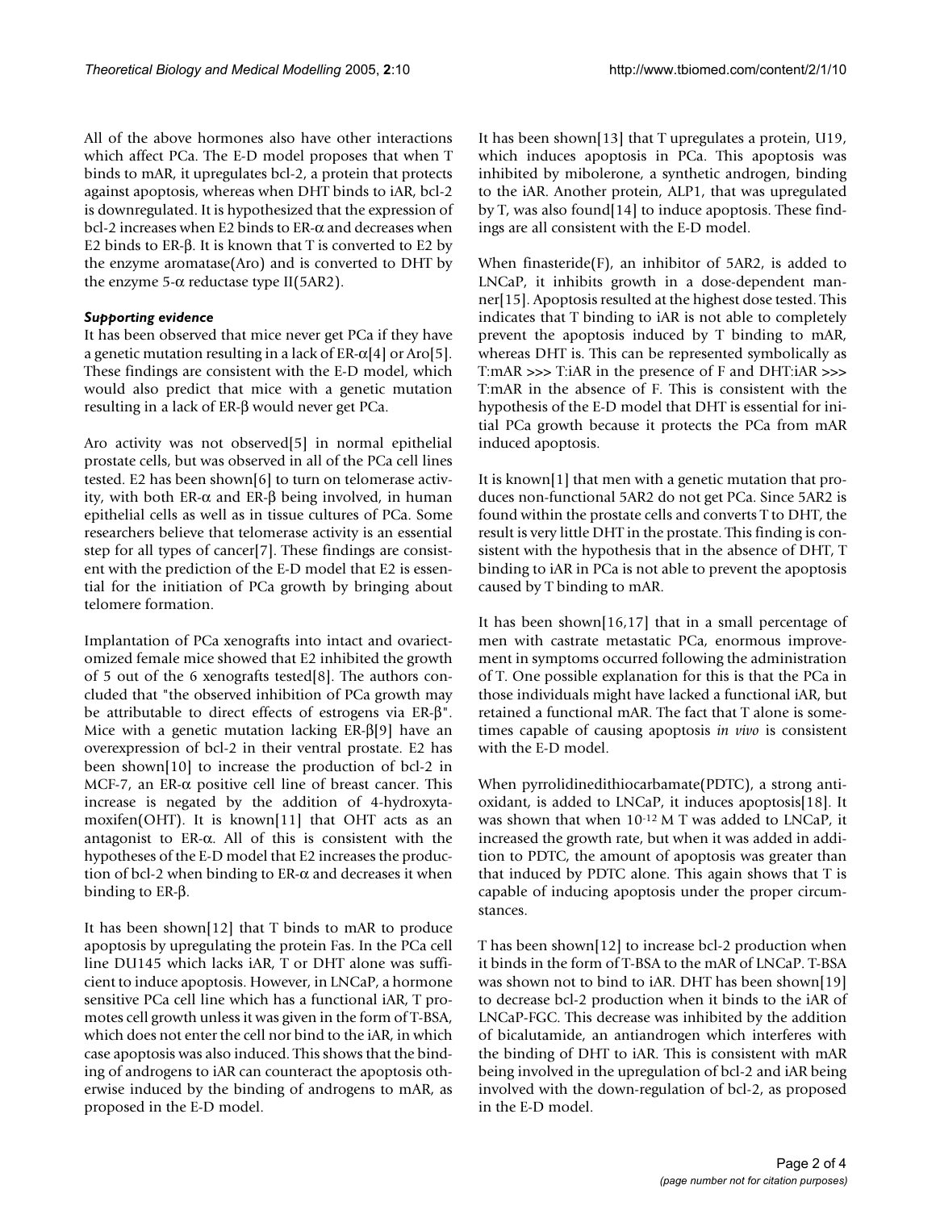All of the above hormones also have other interactions which affect PCa. The E-D model proposes that when T binds to mAR, it upregulates bcl-2, a protein that protects against apoptosis, whereas when DHT binds to iAR, bcl-2 is downregulated. It is hypothesized that the expression of bcl-2 increases when E2 binds to ER-α and decreases when E2 binds to ER-β. It is known that T is converted to E2 by the enzyme aromatase(Aro) and is converted to DHT by the enzyme 5-α reductase type II(5AR2).

### *Supporting evidence*

It has been observed that mice never get PCa if they have a genetic mutation resulting in a lack of ER-α[4] or Aro[5]. These findings are consistent with the E-D model, which would also predict that mice with a genetic mutation resulting in a lack of ER-β would never get PCa.

Aro activity was not observed[5] in normal epithelial prostate cells, but was observed in all of the PCa cell lines tested. E2 has been shown[6] to turn on telomerase activity, with both ER-α and ER-β being involved, in human epithelial cells as well as in tissue cultures of PCa. Some researchers believe that telomerase activity is an essential step for all types of cancer[7]. These findings are consistent with the prediction of the E-D model that E2 is essential for the initiation of PCa growth by bringing about telomere formation.

Implantation of PCa xenografts into intact and ovariectomized female mice showed that E2 inhibited the growth of 5 out of the 6 xenografts tested[8]. The authors concluded that "the observed inhibition of PCa growth may be attributable to direct effects of estrogens via ER-β". Mice with a genetic mutation lacking ER-β[9] have an overexpression of bcl-2 in their ventral prostate. E2 has been shown[10] to increase the production of bcl-2 in MCF-7, an ER-α positive cell line of breast cancer. This increase is negated by the addition of 4-hydroxytamoxifen(OHT). It is known[11] that OHT acts as an antagonist to ER-α. All of this is consistent with the hypotheses of the E-D model that E2 increases the production of bcl-2 when binding to ER-α and decreases it when binding to ER-β.

It has been shown[12] that T binds to mAR to produce apoptosis by upregulating the protein Fas. In the PCa cell line DU145 which lacks iAR, T or DHT alone was sufficient to induce apoptosis. However, in LNCaP, a hormone sensitive PCa cell line which has a functional iAR, T promotes cell growth unless it was given in the form of T-BSA, which does not enter the cell nor bind to the iAR, in which case apoptosis was also induced. This shows that the binding of androgens to iAR can counteract the apoptosis otherwise induced by the binding of androgens to mAR, as proposed in the E-D model.

It has been shown[13] that T upregulates a protein, U19, which induces apoptosis in PCa. This apoptosis was inhibited by mibolerone, a synthetic androgen, binding to the iAR. Another protein, ALP1, that was upregulated by T, was also found[14] to induce apoptosis. These findings are all consistent with the E-D model.

When finasteride(F), an inhibitor of 5AR2, is added to LNCaP, it inhibits growth in a dose-dependent manner[15]. Apoptosis resulted at the highest dose tested. This indicates that T binding to iAR is not able to completely prevent the apoptosis induced by T binding to mAR, whereas DHT is. This can be represented symbolically as T:mAR >>> T:iAR in the presence of F and DHT:iAR >>> T:mAR in the absence of F. This is consistent with the hypothesis of the E-D model that DHT is essential for initial PCa growth because it protects the PCa from mAR induced apoptosis.

It is known[1] that men with a genetic mutation that produces non-functional 5AR2 do not get PCa. Since 5AR2 is found within the prostate cells and converts T to DHT, the result is very little DHT in the prostate. This finding is consistent with the hypothesis that in the absence of DHT, T binding to iAR in PCa is not able to prevent the apoptosis caused by T binding to mAR.

It has been shown[16,17] that in a small percentage of men with castrate metastatic PCa, enormous improvement in symptoms occurred following the administration of T. One possible explanation for this is that the PCa in those individuals might have lacked a functional iAR, but retained a functional mAR. The fact that T alone is sometimes capable of causing apoptosis *in vivo* is consistent with the E-D model.

When pyrrolidinedithiocarbamate(PDTC), a strong antioxidant, is added to LNCaP, it induces apoptosis[18]. It was shown that when $10^{-12}$ M T was added to LNCaP, it increased the growth rate, but when it was added in addition to PDTC, the amount of apoptosis was greater than that induced by PDTC alone. This again shows that T is capable of inducing apoptosis under the proper circumstances.

T has been shown[12] to increase bcl-2 production when it binds in the form of T-BSA to the mAR of LNCaP. T-BSA was shown not to bind to iAR. DHT has been shown[19] to decrease bcl-2 production when it binds to the iAR of LNCaP-FGC. This decrease was inhibited by the addition of bicalutamide, an antiandrogen which interferes with the binding of DHT to iAR. This is consistent with mAR being involved in the upregulation of bcl-2 and iAR being involved with the down-regulation of bcl-2, as proposed in the E-D model.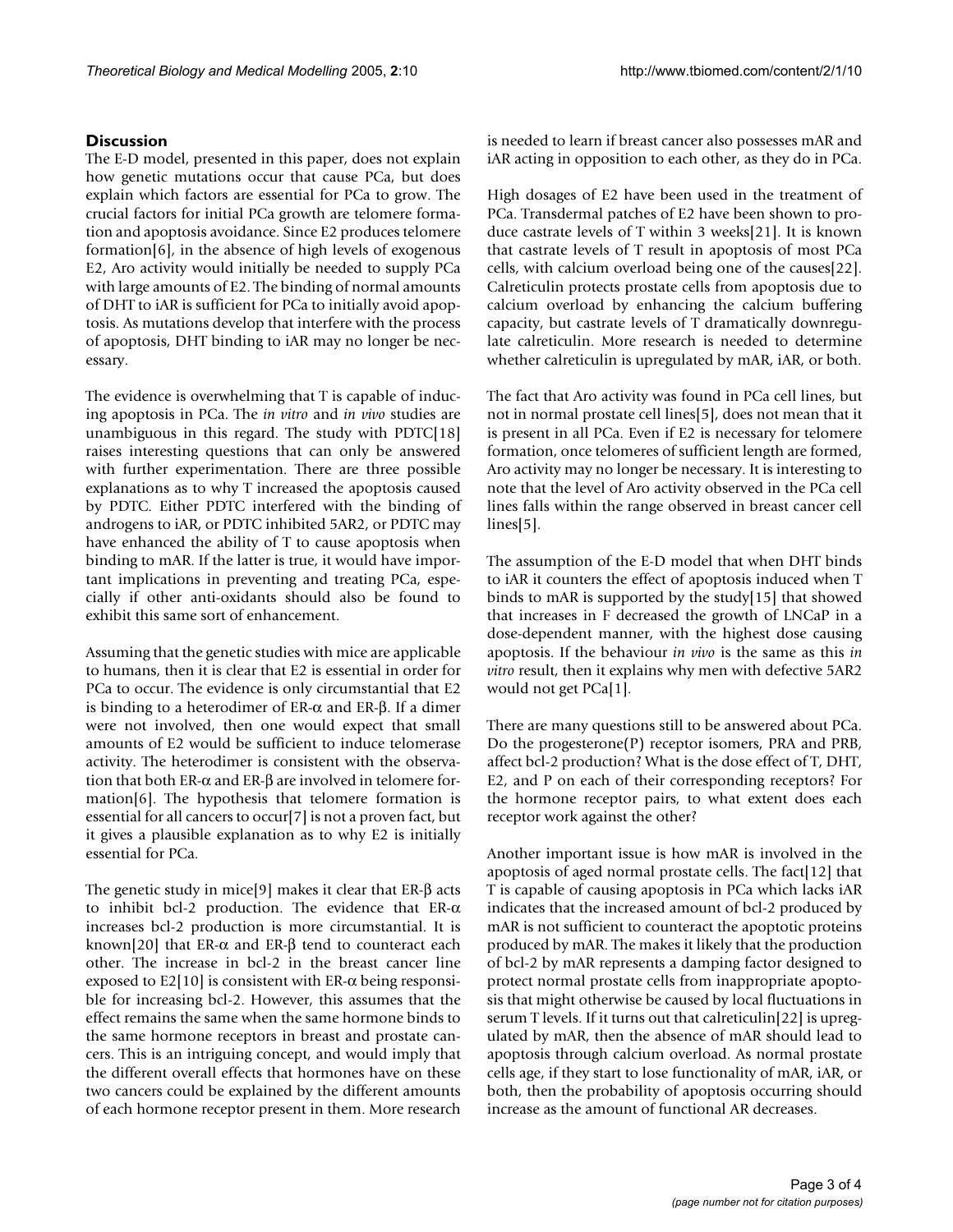## Discussion

The E-D model, presented in this paper, does not explain how genetic mutations occur that cause PCa, but does explain which factors are essential for PCa to grow. The crucial factors for initial PCa growth are telomere formation and apoptosis avoidance. Since E2 produces telomere formation[6], in the absence of high levels of exogenous E2, Aro activity would initially be needed to supply PCa with large amounts of E2. The binding of normal amounts of DHT to iAR is sufficient for PCa to initially avoid apoptosis. As mutations develop that interfere with the process of apoptosis, DHT binding to iAR may no longer be necessary.

The evidence is overwhelming that T is capable of inducing apoptosis in PCa. The *in vitro* and *in vivo* studies are unambiguous in this regard. The study with PDTC[18] raises interesting questions that can only be answered with further experimentation. There are three possible explanations as to why T increased the apoptosis caused by PDTC. Either PDTC interfered with the binding of androgens to iAR, or PDTC inhibited 5AR2, or PDTC may have enhanced the ability of T to cause apoptosis when binding to mAR. If the latter is true, it would have important implications in preventing and treating PCa, especially if other anti-oxidants should also be found to exhibit this same sort of enhancement.

Assuming that the genetic studies with mice are applicable to humans, then it is clear that E2 is essential in order for PCa to occur. The evidence is only circumstantial that E2 is binding to a heterodimer of ER-α and ER-β. If a dimer were not involved, then one would expect that small amounts of E2 would be sufficient to induce telomerase activity. The heterodimer is consistent with the observation that both ER-α and ER-β are involved in telomere formation[6]. The hypothesis that telomere formation is essential for all cancers to occur[7] is not a proven fact, but it gives a plausible explanation as to why E2 is initially essential for PCa.

The genetic study in mice[9] makes it clear that ER-β acts to inhibit bcl-2 production. The evidence that ER-α increases bcl-2 production is more circumstantial. It is known[20] that ER-α and ER-β tend to counteract each other. The increase in bcl-2 in the breast cancer line exposed to E2[10] is consistent with ER-α being responsible for increasing bcl-2. However, this assumes that the effect remains the same when the same hormone binds to the same hormone receptors in breast and prostate cancers. This is an intriguing concept, and would imply that the different overall effects that hormones have on these two cancers could be explained by the different amounts of each hormone receptor present in them. More research is needed to learn if breast cancer also possesses mAR and iAR acting in opposition to each other, as they do in PCa.

High dosages of E2 have been used in the treatment of PCa. Transdermal patches of E2 have been shown to produce castrate levels of T within 3 weeks[21]. It is known that castrate levels of T result in apoptosis of most PCa cells, with calcium overload being one of the causes[22]. Calreticulin protects prostate cells from apoptosis due to calcium overload by enhancing the calcium buffering capacity, but castrate levels of T dramatically downregulate calreticulin. More research is needed to determine whether calreticulin is upregulated by mAR, iAR, or both.

The fact that Aro activity was found in PCa cell lines, but not in normal prostate cell lines[5], does not mean that it is present in all PCa. Even if E2 is necessary for telomere formation, once telomeres of sufficient length are formed, Aro activity may no longer be necessary. It is interesting to note that the level of Aro activity observed in the PCa cell lines falls within the range observed in breast cancer cell lines[5].

The assumption of the E-D model that when DHT binds to iAR it counters the effect of apoptosis induced when T binds to mAR is supported by the study[15] that showed that increases in F decreased the growth of LNCaP in a dose-dependent manner, with the highest dose causing apoptosis. If the behaviour *in vivo* is the same as this *in vitro* result, then it explains why men with defective 5AR2 would not get PCa[1].

There are many questions still to be answered about PCa. Do the progesterone(P) receptor isomers, PRA and PRB, affect bcl-2 production? What is the dose effect of T, DHT, E2, and P on each of their corresponding receptors? For the hormone receptor pairs, to what extent does each receptor work against the other?

Another important issue is how mAR is involved in the apoptosis of aged normal prostate cells. The fact[12] that T is capable of causing apoptosis in PCa which lacks iAR indicates that the increased amount of bcl-2 produced by mAR is not sufficient to counteract the apoptotic proteins produced by mAR. The makes it likely that the production of bcl-2 by mAR represents a damping factor designed to protect normal prostate cells from inappropriate apoptosis that might otherwise be caused by local fluctuations in serum T levels. If it turns out that calreticulin[22] is upregulated by mAR, then the absence of mAR should lead to apoptosis through calcium overload. As normal prostate cells age, if they start to lose functionality of mAR, iAR, or both, then the probability of apoptosis occurring should increase as the amount of functional AR decreases.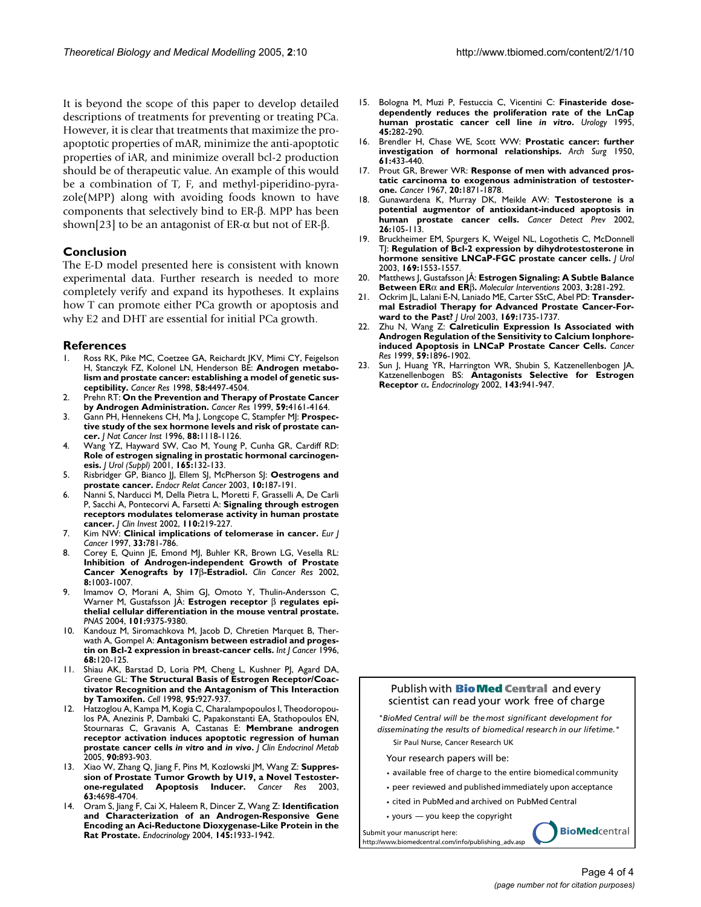It is beyond the scope of this paper to develop detailed descriptions of treatments for preventing or treating PCa. However, it is clear that treatments that maximize the pro-apoptotic properties of mAR, minimize the anti-apoptotic properties of iAR, and minimize overall bcl-2 production should be of therapeutic value. An example of this would be a combination of T, F, and methyl-piperidino-pyrazole(MPP) along with avoiding foods known to have components that selectively bind to ER-β. MPP has been shown[23] to be an antagonist of ER-α but not of ER-β.

## Conclusion

The E-D model presented here is consistent with known experimental data. Further research is needed to more completely verify and expand its hypotheses. It explains how T can promote either PCa growth or apoptosis and why E2 and DHT are essential for initial PCa growth.

## References

1. Ross RK, Pike MC, Coetzee GA, Reichardt JKV, Mimi CY, Feigelson H, Stanczyk FZ, Kolonel LN, Henderson BE: **Androgen metabolism and prostate cancer: establishing a model of genetic susceptibility.** *Cancer Res* 1998, **58:**4497-4504.
2. Prehn RT: **On the Prevention and Therapy of Prostate Cancer by Androgen Administration.** *Cancer Res* 1999, **59:**4161-4164.
3. Gann PH, Hennekens CH, Ma J, Longcope C, Stampfer MJ: **Prospective study of the sex hormone levels and risk of prostate cancer.** *J Nat Cancer Inst* 1996, **88:**1118-1126.
4. Wang YZ, Hayward SW, Cao M, Young P, Cunha GR, Cardiff RD: **Role of estrogen signaling in prostatic hormonal carcinogenesis.** *J Urol (Suppl)* 2001, **165:**132-133.
5. Risbridger GP, Bianco JJ, Ellem SJ, McPherson SJ: **Oestrogens and prostate cancer.** *Endocr Relat Cancer* 2003, **10:**187-191.
6. Nanni S, Narducci M, Della Pietra L, Moretti F, Grasselli A, De Carli P, Sacchi A, Pontecorvi A, Farsetti A: **Signaling through estrogen receptors modulates telomerase activity in human prostate cancer.** *J Clin Invest* 2002, **110:**219-227.
7. Kim NW: **Clinical implications of telomerase in cancer.** *Eur J Cancer* 1997, **33:**781-786.
8. Corey E, Quinn JE, Emond MJ, Buhler KR, Brown LG, Vesella RL: **Inhibition of Androgen-independent Growth of Prostate Cancer Xenografts by 17β-Estradiol.** *Clin Cancer Res* 2002, **8:**1003-1007.
9. Imamov O, Morani A, Shim GJ, Omoto Y, Thulin-Andersson C, Warner M, Gustafsson JÅ: **Estrogen receptor β regulates epithelial cellular differentiation in the mouse ventral prostate.** *PNAS* 2004, **101:**9375-9380.
10. Kandouz M, Siromachkova M, Jacob D, Chretien Marquet B, Therwath A, Gompel A: **Antagonism between estradiol and progestin on Bcl-2 expression in breast-cancer cells.** *Int J Cancer* 1996, **68:**120-125.
11. Shiau AK, Barstad D, Loria PM, Cheng L, Kushner PJ, Agard DA, Greene GL: **The Structural Basis of Estrogen Receptor/Coactivator Recognition and the Antagonism of This Interaction by Tamoxifen.** *Cell* 1998, **95:**927-937.
12. Hatzoglou A, Kampa M, Kogia C, Charalampopoulos I, Theodoropoulos PA, Anezinis P, Dambaki C, Papakonstanti EA, Stathopoulos EN, Stournaras C, Gravanis A, Castanas E: **Membrane androgen receptor activation induces apoptotic regression of human prostate cancer cells *in vitro* and *in vivo*.** *J Clin Endocrinol Metab* 2005, **90:**893-903.
13. Xiao W, Zhang Q, Jiang F, Pins M, Kozlowski JM, Wang Z: **Suppression of Prostate Tumor Growth by U19, a Novel Testosterone-regulated Apoptosis Inducer.** *Cancer Res* 2003, **63:**4698-4704.
14. Oram S, Jiang F, Cai X, Haleem R, Dincer Z, Wang Z: **Identification and Characterization of an Androgen-Responsive Gene Encoding an Aci-Reductone Dioxygenase-Like Protein in the Rat Prostate.** *Endocrinology* 2004, **145:**1933-1942.
15. Bologna M, Muzi P, Festuccia C, Vicentini C: **Finasteride dose-dependently reduces the proliferation rate of the LnCap human prostatic cancer cell line *in vitro*.** *Urology* 1995, **45:**282-290.
16. Brendler H, Chase WE, Scott WW: **Prostatic cancer: further investigation of hormonal relationships.** *Arch Surg* 1950, **61:**433-440.
17. Prout GR, Brewer WR: **Response of men with advanced prostatic carcinoma to exogenous administration of testosterone.** *Cancer* 1967, **20:**1871-1878.
18. Gunawardena K, Murray DK, Meikle AW: **Testosterone is a potential augmentor of antioxidant-induced apoptosis in human prostate cancer cells.** *Cancer Detect Prev* 2002, **26:**105-113.
19. Bruckheimer EM, Spurgers K, Weigel NL, Logothetis C, McDonnell TJ: **Regulation of Bcl-2 expression by dihydrotestosterone in hormone sensitive LNCaP-FGC prostate cancer cells.** *J Urol* 2003, **169:**1553-1557.
20. Matthews J, Gustafsson JÅ: **Estrogen Signaling: A Subtle Balance Between ERα and ERβ.** *Molecular Interventions* 2003, **3:**281-292.
21. Ockrim JL, Lalani E-N, Laniado ME, Carter SStC, Abel PD: **Transdermal Estradiol Therapy for Advanced Prostate Cancer-Forward to the Past?** *J Urol* 2003, **169:**1735-1737.
22. Zhu N, Wang Z: **Calreticulin Expression Is Associated with Androgen Regulation of the Sensitivity to Calcium Ionphore-induced Apoptosis in LNCaP Prostate Cancer Cells.** *Cancer Res* 1999, **59:**1896-1902.
23. Sun J, Huang YR, Harrington WR, Shubin S, Katzenellenbogen JA, Katzenellenbogen BS: **Antagonists Selective for Estrogen Receptor α.** *Endocrinology* 2002, **143:**941-947.

Publish with **BioMed Central** and every scientist can read your work free of charge

*"BioMed Central will be the most significant development for disseminating the results of biomedical research in our lifetime."*

Sir Paul Nurse, Cancer Research UK

Your research papers will be:

- available free of charge to the entire biomedical community
- peer reviewed and published immediately upon acceptance
- cited in PubMed and archived on PubMed Central
- yours — you keep the copyright

Submit your manuscript here:
http://www.biomedcentral.com/info/publishing_adv.asp

**BioMed**central